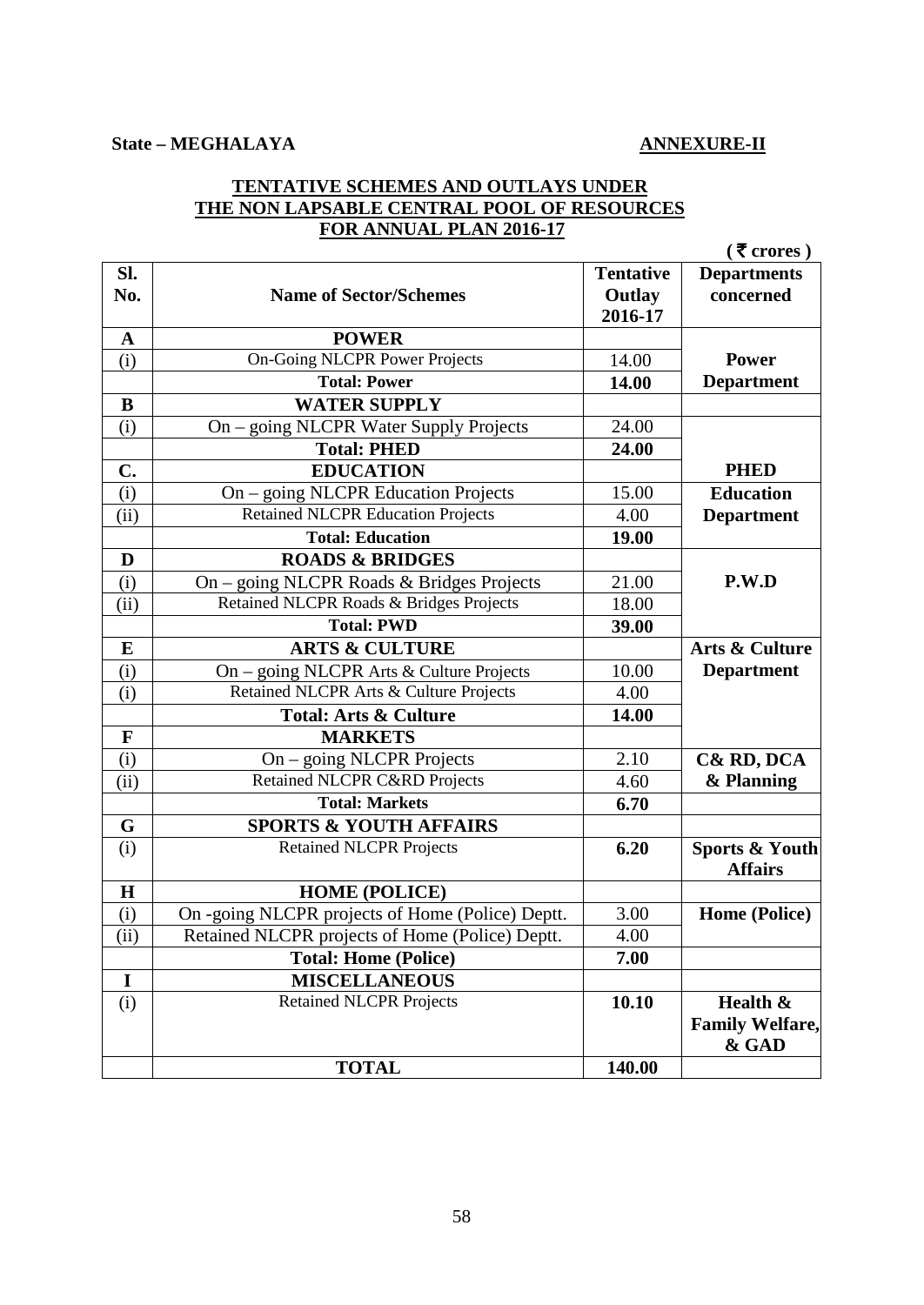**State – MEGHALAYA** **ANNEXURE-II**

## TENTATIVE SCHEMES AND OUTLAYS UNDER THE NON LAPSABLE CENTRAL POOL OF RESOURCES FOR ANNUAL PLAN 2016-17

**( ₹ crores )**

| Sl. No. | Name of Sector/Schemes | Tentative Outlay 2016-17 | Departments concerned |
|---|---|---|---|
| **A** | **POWER** | | |
| (i) | On-Going NLCPR Power Projects | 14.00 | **Power Department** |
| | **Total: Power** | **14.00** | |
| **B** | **WATER SUPPLY** | | |
| (i) | On – going NLCPR Water Supply Projects | 24.00 | **PHED** |
| | **Total: PHED** | **24.00** | |
| **C.** | **EDUCATION** | | |
| (i) | On – going NLCPR Education Projects | 15.00 | **Education Department** |
| (ii) | Retained NLCPR Education Projects | 4.00 | |
| | **Total: Education** | **19.00** | |
| **D** | **ROADS & BRIDGES** | | |
| (i) | On – going NLCPR Roads & Bridges Projects | 21.00 | **P.W.D** |
| (ii) | Retained NLCPR Roads & Bridges Projects | 18.00 | |
| | **Total: PWD** | **39.00** | |
| **E** | **ARTS & CULTURE** | | **Arts & Culture Department** |
| (i) | On – going NLCPR Arts & Culture Projects | 10.00 | |
| (i) | Retained NLCPR Arts & Culture Projects | 4.00 | |
| | **Total: Arts & Culture** | **14.00** | |
| **F** | **MARKETS** | | |
| (i) | On – going NLCPR Projects | 2.10 | **C& RD, DCA & Planning** |
| (ii) | Retained NLCPR C&RD Projects | 4.60 | |
| | **Total: Markets** | **6.70** | |
| **G** | **SPORTS & YOUTH AFFAIRS** | | |
| (i) | Retained NLCPR Projects | **6.20** | **Sports & Youth Affairs** |
| **H** | **HOME (POLICE)** | | |
| (i) | On -going NLCPR projects of Home (Police) Deptt. | 3.00 | **Home (Police)** |
| (ii) | Retained NLCPR projects of Home (Police) Deptt. | 4.00 | |
| | **Total: Home (Police)** | **7.00** | |
| **I** | **MISCELLANEOUS** | | |
| (i) | Retained NLCPR Projects | **10.10** | **Health & Family Welfare, & GAD** |
| | **TOTAL** | **140.00** | |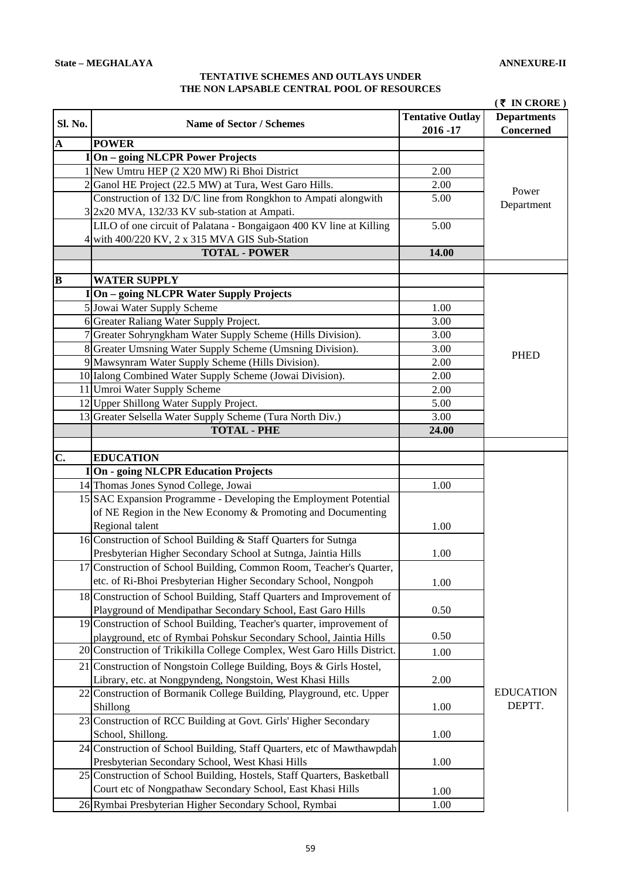**State – MEGHALAYA** **ANNEXURE-II**

**TENTATIVE SCHEMES AND OUTLAYS UNDER THE NON LAPSABLE CENTRAL POOL OF RESOURCES**

( ₹ IN CRORE )

| Sl. No. | Name of Sector / Schemes | Tentative Outlay 2016 -17 | Departments Concerned |
|---|---|---|---|
| **A** | **POWER** | | |
| **I** | **On – going NLCPR Power Projects** | | Power Department |
| 1 | New Umtru HEP (2 X20 MW) Ri Bhoi District | 2.00 | |
| 2 | Ganol HE Project (22.5 MW) at Tura, West Garo Hills. | 2.00 | |
| 3 | Construction of 132 D/C line from Rongkhon to Ampati alongwith 2x20 MVA, 132/33 KV sub-station at Ampati. | 5.00 | |
| 4 | LILO of one circuit of Palatana - Bongaigaon 400 KV line at Killing with 400/220 KV, 2 x 315 MVA GIS Sub-Station | 5.00 | |
| | **TOTAL - POWER** | **14.00** | |
| | | | |
| **B** | **WATER SUPPLY** | | |
| **I** | **On – going NLCPR Water Supply Projects** | | PHED |
| 5 | Jowai Water Supply Scheme | 1.00 | |
| 6 | Greater Raliang Water Supply Project. | 3.00 | |
| 7 | Greater Sohryngkham Water Supply Scheme (Hills Division). | 3.00 | |
| 8 | Greater Umsning Water Supply Scheme (Umsning Division). | 3.00 | |
| 9 | Mawsynram Water Supply Scheme (Hills Division). | 2.00 | |
| 10 | Ialong Combined Water Supply Scheme (Jowai Division). | 2.00 | |
| 11 | Umroi Water Supply Scheme | 2.00 | |
| 12 | Upper Shillong Water Supply Project. | 5.00 | |
| 13 | Greater Selsella Water Supply Scheme (Tura North Div.) | 3.00 | |
| | **TOTAL - PHE** | **24.00** | |
| | | | |
| **C.** | **EDUCATION** | | |
| **I** | **On - going NLCPR Education Projects** | | EDUCATION DEPTT. |
| 14 | Thomas Jones Synod College, Jowai | 1.00 | |
| 15 | SAC Expansion Programme - Developing the Employment Potential of NE Region in the New Economy & Promoting and Documenting Regional talent | 1.00 | |
| 16 | Construction of School Building & Staff Quarters for Sutnga Presbyterian Higher Secondary School at Sutnga, Jaintia Hills | 1.00 | |
| 17 | Construction of School Building, Common Room, Teacher's Quarter, etc. of Ri-Bhoi Presbyterian Higher Secondary School, Nongpoh | 1.00 | |
| 18 | Construction of School Building, Staff Quarters and Improvement of Playground of Mendipathar Secondary School, East Garo Hills | 0.50 | |
| 19 | Construction of School Building, Teacher's quarter, improvement of playground, etc of Rymbai Pohskur Secondary School, Jaintia Hills | 0.50 | |
| 20 | Construction of Trikikilla College Complex, West Garo Hills District. | 1.00 | |
| 21 | Construction of Nongstoin College Building, Boys & Girls Hostel, Library, etc. at Nongpyndeng, Nongstoin, West Khasi Hills | 2.00 | |
| 22 | Construction of Bormanik College Building, Playground, etc. Upper Shillong | 1.00 | |
| 23 | Construction of RCC Building at Govt. Girls' Higher Secondary School, Shillong. | 1.00 | |
| 24 | Construction of School Building, Staff Quarters, etc of Mawthawpdah Presbyterian Secondary School, West Khasi Hills | 1.00 | |
| 25 | Construction of School Building, Hostels, Staff Quarters, Basketball Court etc of Nongpathaw Secondary School, East Khasi Hills | 1.00 | |
| 26 | Rymbai Presbyterian Higher Secondary School, Rymbai | 1.00 | |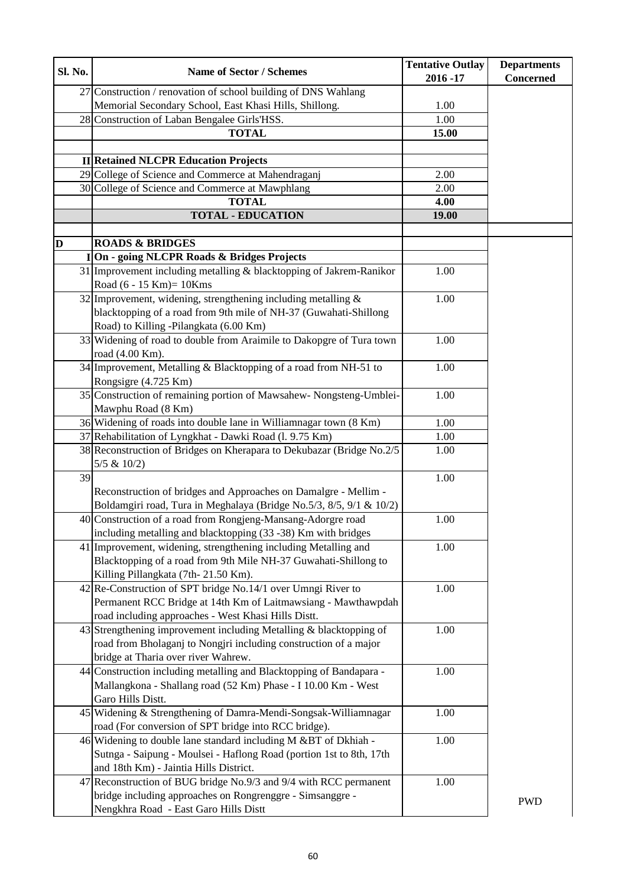| Sl. No. | Name of Sector / Schemes | Tentative Outlay 2016 -17 | Departments Concerned |
|---|---|---|---|
| 27 | Construction / renovation of school building of DNS Wahlang Memorial Secondary School, East Khasi Hills, Shillong. | 1.00 | |
| 28 | Construction of Laban Bengalee Girls'HSS. | 1.00 | |
| | **TOTAL** | **15.00** | |
| | | | |
| **II** | **Retained NLCPR Education Projects** | | |
| 29 | College of Science and Commerce at Mahendraganj | 2.00 | |
| 30 | College of Science and Commerce at Mawphlang | 2.00 | |
| | **TOTAL** | **4.00** | |
| | **TOTAL - EDUCATION** | **19.00** | |
| | | | |
| **D** | **ROADS & BRIDGES** | | |
| **I** | **On - going NLCPR Roads & Bridges Projects** | | |
| 31 | Improvement including metalling & blacktopping of Jakrem-Ranikor Road (6 - 15 Km)= 10Kms | 1.00 | |
| 32 | Improvement, widening, strengthening including metalling & blacktopping of a road from 9th mile of NH-37 (Guwahati-Shillong Road) to Killing -Pilangkata (6.00 Km) | 1.00 | |
| 33 | Widening of road to double from Araimile to Dakopgre of Tura town road (4.00 Km). | 1.00 | |
| 34 | Improvement, Metalling & Blacktopping of a road from NH-51 to Rongsigre (4.725 Km) | 1.00 | |
| 35 | Construction of remaining portion of Mawsahew- Nongsteng-Umblei-Mawphu Road (8 Km) | 1.00 | |
| 36 | Widening of roads into double lane in Williamnagar town (8 Km) | 1.00 | |
| 37 | Rehabilitation of Lyngkhat - Dawki Road (l. 9.75 Km) | 1.00 | |
| 38 | Reconstruction of Bridges on Kherapara to Dekubazar (Bridge No.2/5 5/5 & 10/2) | 1.00 | |
| 39 | Reconstruction of bridges and Approaches on Damalgre - Mellim - Boldamgiri road, Tura in Meghalaya (Bridge No.5/3, 8/5, 9/1 & 10/2) | 1.00 | |
| 40 | Construction of a road from Rongjeng-Mansang-Adorgre road including metalling and blacktopping (33 -38) Km with bridges | 1.00 | |
| 41 | Improvement, widening, strengthening including Metalling and Blacktopping of a road from 9th Mile NH-37 Guwahati-Shillong to Killing Pillangkata (7th- 21.50 Km). | 1.00 | |
| 42 | Re-Construction of SPT bridge No.14/1 over Umngi River to Permanent RCC Bridge at 14th Km of Laitmawsiang - Mawthawpdah road including approaches - West Khasi Hills Distt. | 1.00 | |
| 43 | Strengthening improvement including Metalling & blacktopping of road from Bholaganj to Nongjri including construction of a major bridge at Tharia over river Wahrew. | 1.00 | |
| 44 | Construction including metalling and Blacktopping of Bandapara - Mallangkona - Shallang road (52 Km) Phase - I 10.00 Km - West Garo Hills Distt. | 1.00 | |
| 45 | Widening & Strengthening of Damra-Mendi-Songsak-Williamnagar road (For conversion of SPT bridge into RCC bridge). | 1.00 | |
| 46 | Widening to double lane standard including M &BT of Dkhiah - Sutnga - Saipung - Moulsei - Haflong Road (portion 1st to 8th, 17th and 18th Km) - Jaintia Hills District. | 1.00 | |
| 47 | Reconstruction of BUG bridge No.9/3 and 9/4 with RCC permanent bridge including approaches on Rongrenggre - Simsanggre - Nengkhra Road - East Garo Hills Distt | 1.00 | PWD |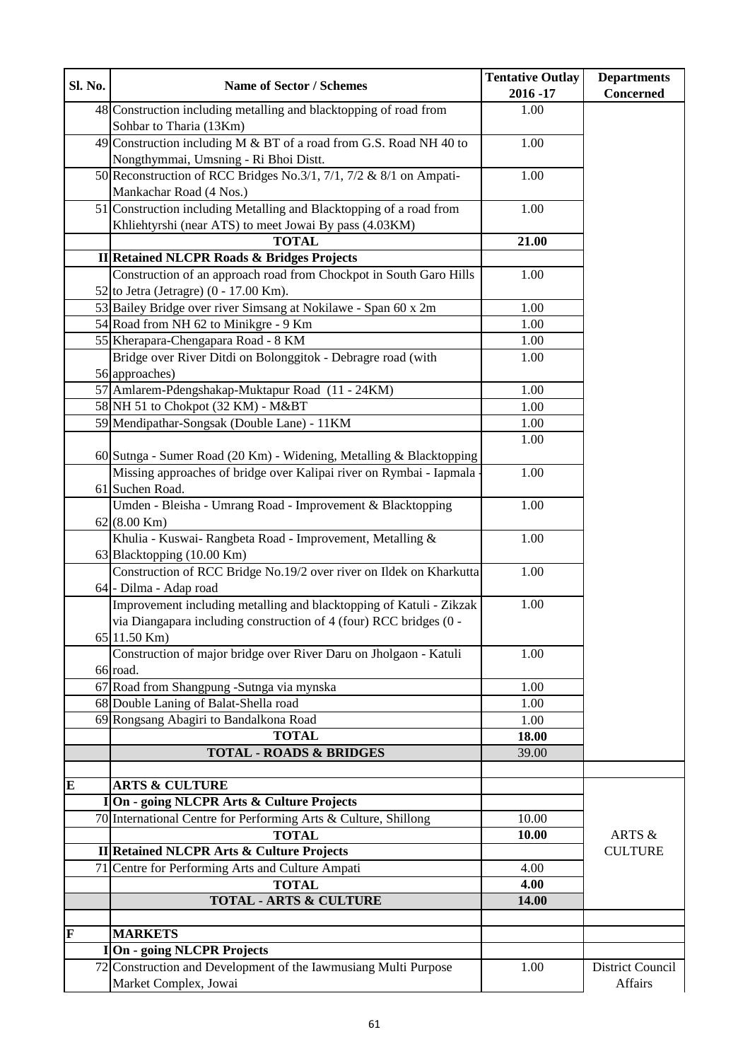| Sl. No. | Name of Sector / Schemes | Tentative Outlay 2016 -17 | Departments Concerned |
|---|---|---|---|
| 48 | Construction including metalling and blacktopping of road from Sohbar to Tharia (13Km) | 1.00 | |
| 49 | Construction including M & BT of a road from G.S. Road NH 40 to Nongthymmai, Umsning - Ri Bhoi Distt. | 1.00 | |
| 50 | Reconstruction of RCC Bridges No.3/1, 7/1, 7/2 & 8/1 on Ampati-Mankachar Road (4 Nos.) | 1.00 | |
| 51 | Construction including Metalling and Blacktopping of a road from Khliehtyrshi (near ATS) to meet Jowai By pass (4.03KM) | 1.00 | |
| | **TOTAL** | **21.00** | |
| **II** | **Retained NLCPR Roads & Bridges Projects** | | |
| 52 | Construction of an approach road from Chockpot in South Garo Hills to Jetra (Jetragre) (0 - 17.00 Km). | 1.00 | |
| 53 | Bailey Bridge over river Simsang at Nokilawe - Span 60 x 2m | 1.00 | |
| 54 | Road from NH 62 to Minikgre - 9 Km | 1.00 | |
| 55 | Kherapara-Chengapara Road - 8 KM | 1.00 | |
| 56 | Bridge over River Ditdi on Bolonggitok - Debragre road (with approaches) | 1.00 | |
| 57 | Amlarem-Pdengshakap-Muktapur Road (11 - 24KM) | 1.00 | |
| 58 | NH 51 to Chokpot (32 KM) - M&BT | 1.00 | |
| 59 | Mendipathar-Songsak (Double Lane) - 11KM | 1.00 | |
| 60 | Sutnga - Sumer Road (20 Km) - Widening, Metalling & Blacktopping | 1.00 | |
| 61 | Missing approaches of bridge over Kalipai river on Rymbai - Iapmala - Suchen Road. | 1.00 | |
| 62 | Umden - Bleisha - Umrang Road - Improvement & Blacktopping (8.00 Km) | 1.00 | |
| 63 | Khulia - Kuswai- Rangbeta Road - Improvement, Metalling & Blacktopping (10.00 Km) | 1.00 | |
| 64 | Construction of RCC Bridge No.19/2 over river on Ildek on Kharkutta - Dilma - Adap road | 1.00 | |
| 65 | Improvement including metalling and blacktopping of Katuli - Zikzak via Diangapara including construction of 4 (four) RCC bridges (0 - 11.50 Km) | 1.00 | |
| 66 | Construction of major bridge over River Daru on Jholgaon - Katuli road. | 1.00 | |
| 67 | Road from Shangpung -Sutnga via mynska | 1.00 | |
| 68 | Double Laning of Balat-Shella road | 1.00 | |
| 69 | Rongsang Abagiri to Bandalkona Road | 1.00 | |
| | **TOTAL** | **18.00** | |
| | **TOTAL - ROADS & BRIDGES** | 39.00 | |
| | | | |
| **E** | **ARTS & CULTURE** | | ARTS & CULTURE |
| **I** | **On - going NLCPR Arts & Culture Projects** | | |
| 70 | International Centre for Performing Arts & Culture, Shillong | 10.00 | |
| | **TOTAL** | **10.00** | |
| **II** | **Retained NLCPR Arts & Culture Projects** | | |
| 71 | Centre for Performing Arts and Culture Ampati | 4.00 | |
| | **TOTAL** | **4.00** | |
| | **TOTAL - ARTS & CULTURE** | **14.00** | |
| | | | |
| **F** | **MARKETS** | | |
| **I** | **On - going NLCPR Projects** | | |
| 72 | Construction and Development of the Iawmusiang Multi Purpose Market Complex, Jowai | 1.00 | District Council Affairs |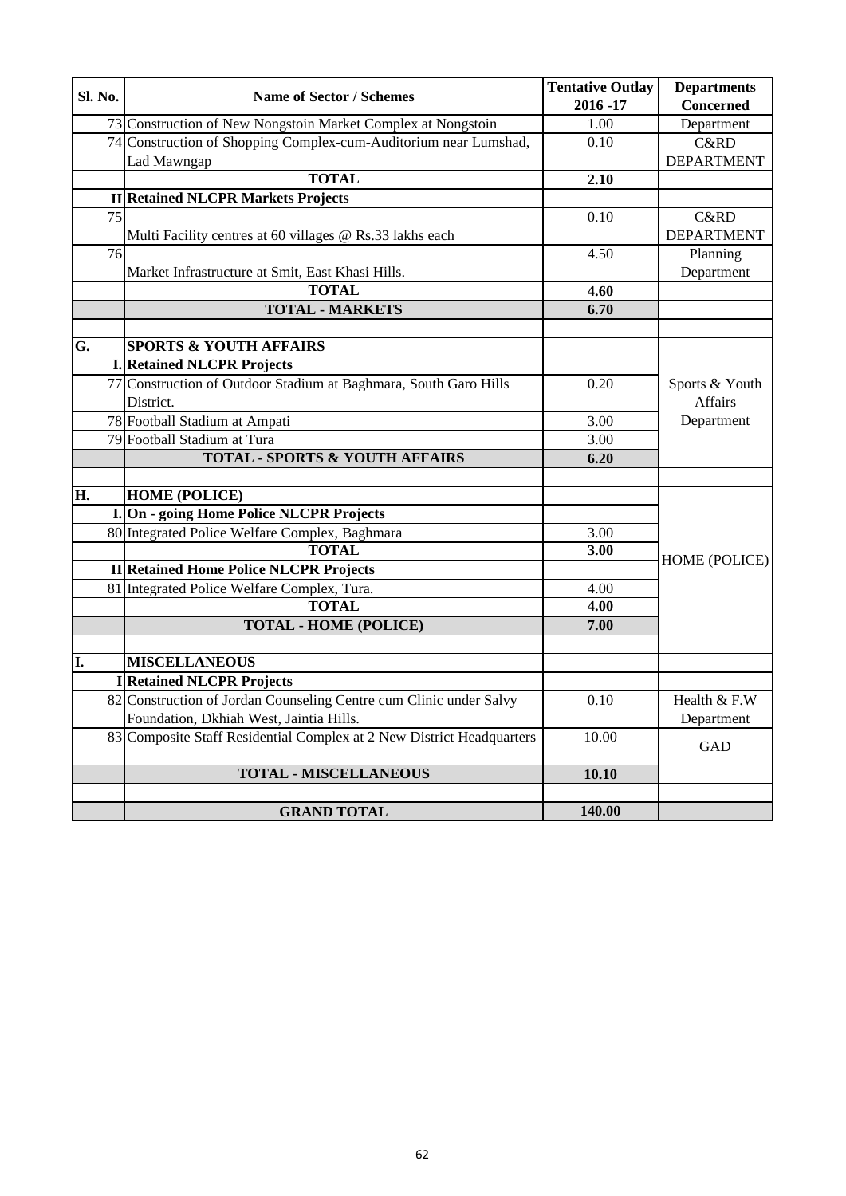| Sl. No. | Name of Sector / Schemes | Tentative Outlay 2016 -17 | Departments Concerned |
|---|---|---|---|
| 73 | Construction of New Nongstoin Market Complex at Nongstoin | 1.00 | Department |
| 74 | Construction of Shopping Complex-cum-Auditorium near Lumshad, Lad Mawngap | 0.10 | C&RD DEPARTMENT |
| | **TOTAL** | **2.10** | |
| **II** | **Retained NLCPR Markets Projects** | | |
| 75 | Multi Facility centres at 60 villages @ Rs.33 lakhs each | 0.10 | C&RD DEPARTMENT |
| 76 | Market Infrastructure at Smit, East Khasi Hills. | 4.50 | Planning Department |
| | **TOTAL** | **4.60** | |
| | **TOTAL - MARKETS** | **6.70** | |
| | | | |
| **G.** | **SPORTS & YOUTH AFFAIRS** | | Sports & Youth Affairs Department |
| **I.** | **Retained NLCPR Projects** | | |
| 77 | Construction of Outdoor Stadium at Baghmara, South Garo Hills District. | 0.20 | |
| 78 | Football Stadium at Ampati | 3.00 | |
| 79 | Football Stadium at Tura | 3.00 | |
| | **TOTAL - SPORTS & YOUTH AFFAIRS** | **6.20** | |
| | | | |
| **H.** | **HOME (POLICE)** | | HOME (POLICE) |
| **I.** | **On - going Home Police NLCPR Projects** | | |
| 80 | Integrated Police Welfare Complex, Baghmara | 3.00 | |
| | **TOTAL** | **3.00** | |
| **II** | **Retained Home Police NLCPR Projects** | | |
| 81 | Integrated Police Welfare Complex, Tura. | 4.00 | |
| | **TOTAL** | **4.00** | |
| | **TOTAL - HOME (POLICE)** | **7.00** | |
| | | | |
| **I.** | **MISCELLANEOUS** | | |
| **I** | **Retained NLCPR Projects** | | |
| 82 | Construction of Jordan Counseling Centre cum Clinic under Salvy Foundation, Dkhiah West, Jaintia Hills. | 0.10 | Health & F.W Department |
| 83 | Composite Staff Residential Complex at 2 New District Headquarters | 10.00 | GAD |
| | **TOTAL - MISCELLANEOUS** | **10.10** | |
| | | | |
| | **GRAND TOTAL** | **140.00** | |